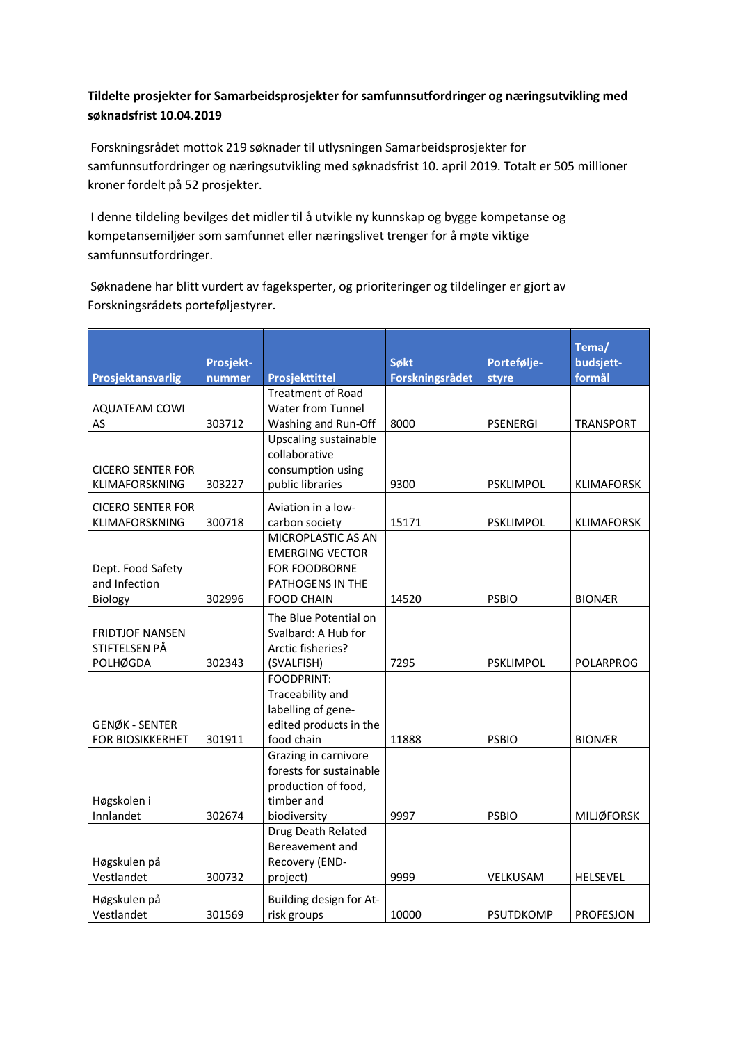**Tildelte prosjekter for Samarbeidsprosjekter for samfunnsutfordringer og næringsutvikling med søknadsfrist 10.04.2019**

Forskningsrådet mottok 219 søknader til utlysningen Samarbeidsprosjekter for samfunnsutfordringer og næringsutvikling med søknadsfrist 10. april 2019. Totalt er 505 millioner kroner fordelt på 52 prosjekter.

I denne tildeling bevilges det midler til å utvikle ny kunnskap og bygge kompetanse og kompetansemiljøer som samfunnet eller næringslivet trenger for å møte viktige samfunnsutfordringer.

Søknadene har blitt vurdert av fageksperter, og prioriteringer og tildelinger er gjort av Forskningsrådets porteføljestyrer.

| Prosjektansvarlig | Prosjekt-nummer | Prosjekttittel | Søkt Forskningsrådet | Portefølje-styre | Tema/ budsjett-formål |
|---|---|---|---|---|---|
| AQUATEAM COWI AS | 303712 | Treatment of Road Water from Tunnel Washing and Run-Off | 8000 | PSENERGI | TRANSPORT |
| CICERO SENTER FOR KLIMAFORSKNING | 303227 | Upscaling sustainable collaborative consumption using public libraries | 9300 | PSKLIMPOL | KLIMAFORSK |
| CICERO SENTER FOR KLIMAFORSKNING | 300718 | Aviation in a low-carbon society | 15171 | PSKLIMPOL | KLIMAFORSK |
| Dept. Food Safety and Infection Biology | 302996 | MICROPLASTIC AS AN EMERGING VECTOR FOR FOODBORNE PATHOGENS IN THE FOOD CHAIN | 14520 | PSBIO | BIONÆR |
| FRIDTJOF NANSEN STIFTELSEN PÅ POLHØGDA | 302343 | The Blue Potential on Svalbard: A Hub for Arctic fisheries? (SVALFISH) | 7295 | PSKLIMPOL | POLARPROG |
| GENØK - SENTER FOR BIOSIKKERHET | 301911 | FOODPRINT: Traceability and labelling of gene-edited products in the food chain | 11888 | PSBIO | BIONÆR |
| Høgskolen i Innlandet | 302674 | Grazing in carnivore forests for sustainable production of food, timber and biodiversity | 9997 | PSBIO | MILJØFORSK |
| Høgskulen på Vestlandet | 300732 | Drug Death Related Bereavement and Recovery (END-project) | 9999 | VELKUSAM | HELSEVEL |
| Høgskulen på Vestlandet | 301569 | Building design for At-risk groups | 10000 | PSUTDKOMP | PROFESJON |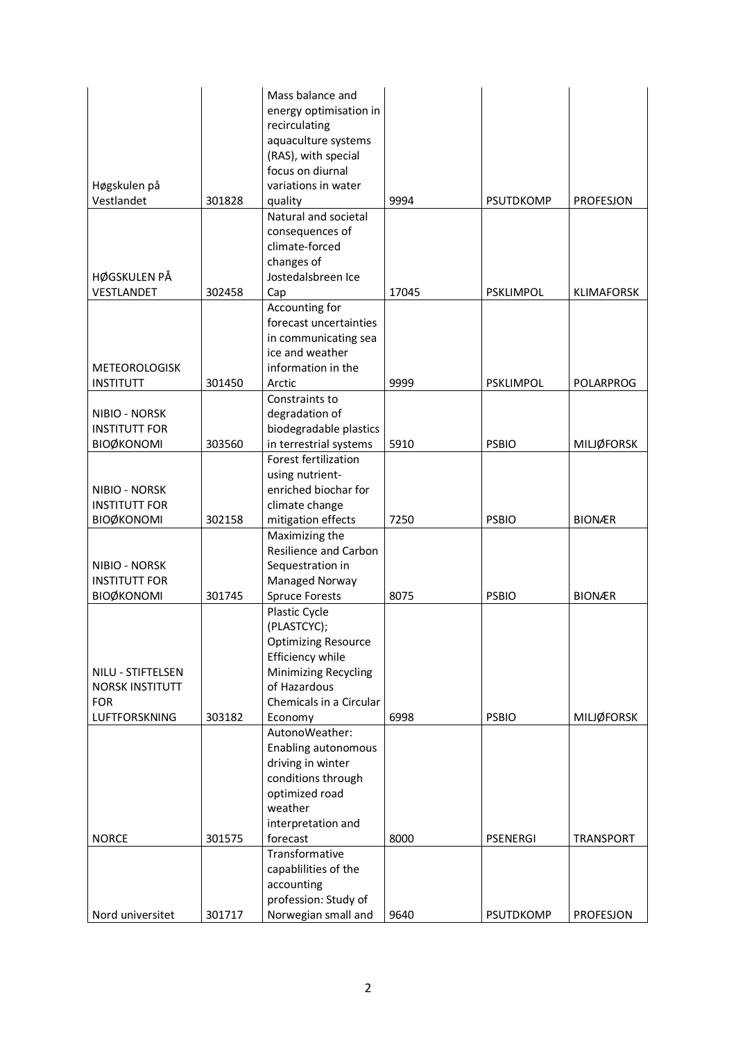| | | | | | |
|---|---|---|---|---|---|
| Høgskulen på Vestlandet | 301828 | Mass balance and energy optimisation in recirculating aquaculture systems (RAS), with special focus on diurnal variations in water quality | 9994 | PSUTDKOMP | PROFESJON |
| HØGSKULEN PÅ VESTLANDET | 302458 | Natural and societal consequences of climate-forced changes of Jostedalsbreen Ice Cap | 17045 | PSKLIMPOL | KLIMAFORSK |
| METEOROLOGISK INSTITUTT | 301450 | Accounting for forecast uncertainties in communicating sea ice and weather information in the Arctic | 9999 | PSKLIMPOL | POLARPROG |
| NIBIO - NORSK INSTITUTT FOR BIOØKONOMI | 303560 | Constraints to degradation of biodegradable plastics in terrestrial systems | 5910 | PSBIO | MILJØFORSK |
| NIBIO - NORSK INSTITUTT FOR BIOØKONOMI | 302158 | Forest fertilization using nutrient-enriched biochar for climate change mitigation effects | 7250 | PSBIO | BIONÆR |
| NIBIO - NORSK INSTITUTT FOR BIOØKONOMI | 301745 | Maximizing the Resilience and Carbon Sequestration in Managed Norway Spruce Forests | 8075 | PSBIO | BIONÆR |
| NILU - STIFTELSEN NORSK INSTITUTT FOR LUFTFORSKNING | 303182 | Plastic Cycle (PLASTCYC); Optimizing Resource Efficiency while Minimizing Recycling of Hazardous Chemicals in a Circular Economy | 6998 | PSBIO | MILJØFORSK |
| NORCE | 301575 | AutonoWeather: Enabling autonomous driving in winter conditions through optimized road weather interpretation and forecast | 8000 | PSENERGI | TRANSPORT |
| Nord universitet | 301717 | Transformative capablilities of the accounting profession: Study of Norwegian small and | 9640 | PSUTDKOMP | PROFESJON |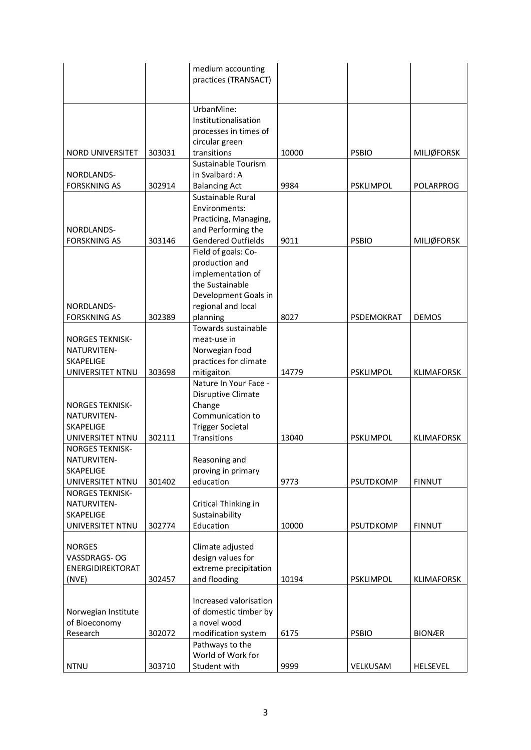| | | | | | |
|---|---|---|---|---|---|
| | | medium accounting practices (TRANSACT) | | | |
| NORD UNIVERSITET | 303031 | UrbanMine: Institutionalisation processes in times of circular green transitions | 10000 | PSBIO | MILJØFORSK |
| NORDLANDS-FORSKNING AS | 302914 | Sustainable Tourism in Svalbard: A Balancing Act | 9984 | PSKLIMPOL | POLARPROG |
| NORDLANDS-FORSKNING AS | 303146 | Sustainable Rural Environments: Practicing, Managing, and Performing the Gendered Outfields | 9011 | PSBIO | MILJØFORSK |
| NORDLANDS-FORSKNING AS | 302389 | Field of goals: Co-production and implementation of the Sustainable Development Goals in regional and local planning | 8027 | PSDEMOKRAT | DEMOS |
| NORGES TEKNISK-NATURVITEN-SKAPELIGE UNIVERSITET NTNU | 303698 | Towards sustainable meat-use in Norwegian food practices for climate mitigaiton | 14779 | PSKLIMPOL | KLIMAFORSK |
| NORGES TEKNISK-NATURVITEN-SKAPELIGE UNIVERSITET NTNU | 302111 | Nature In Your Face - Disruptive Climate Change Communication to Trigger Societal Transitions | 13040 | PSKLIMPOL | KLIMAFORSK |
| NORGES TEKNISK-NATURVITEN-SKAPELIGE UNIVERSITET NTNU | 301402 | Reasoning and proving in primary education | 9773 | PSUTDKOMP | FINNUT |
| NORGES TEKNISK-NATURVITEN-SKAPELIGE UNIVERSITET NTNU | 302774 | Critical Thinking in Sustainability Education | 10000 | PSUTDKOMP | FINNUT |
| NORGES VASSDRAGS- OG ENERGIDIREKTORAT (NVE) | 302457 | Climate adjusted design values for extreme precipitation and flooding | 10194 | PSKLIMPOL | KLIMAFORSK |
| Norwegian Institute of Bioeconomy Research | 302072 | Increased valorisation of domestic timber by a novel wood modification system | 6175 | PSBIO | BIONÆR |
| NTNU | 303710 | Pathways to the World of Work for Student with | 9999 | VELKUSAM | HELSEVEL |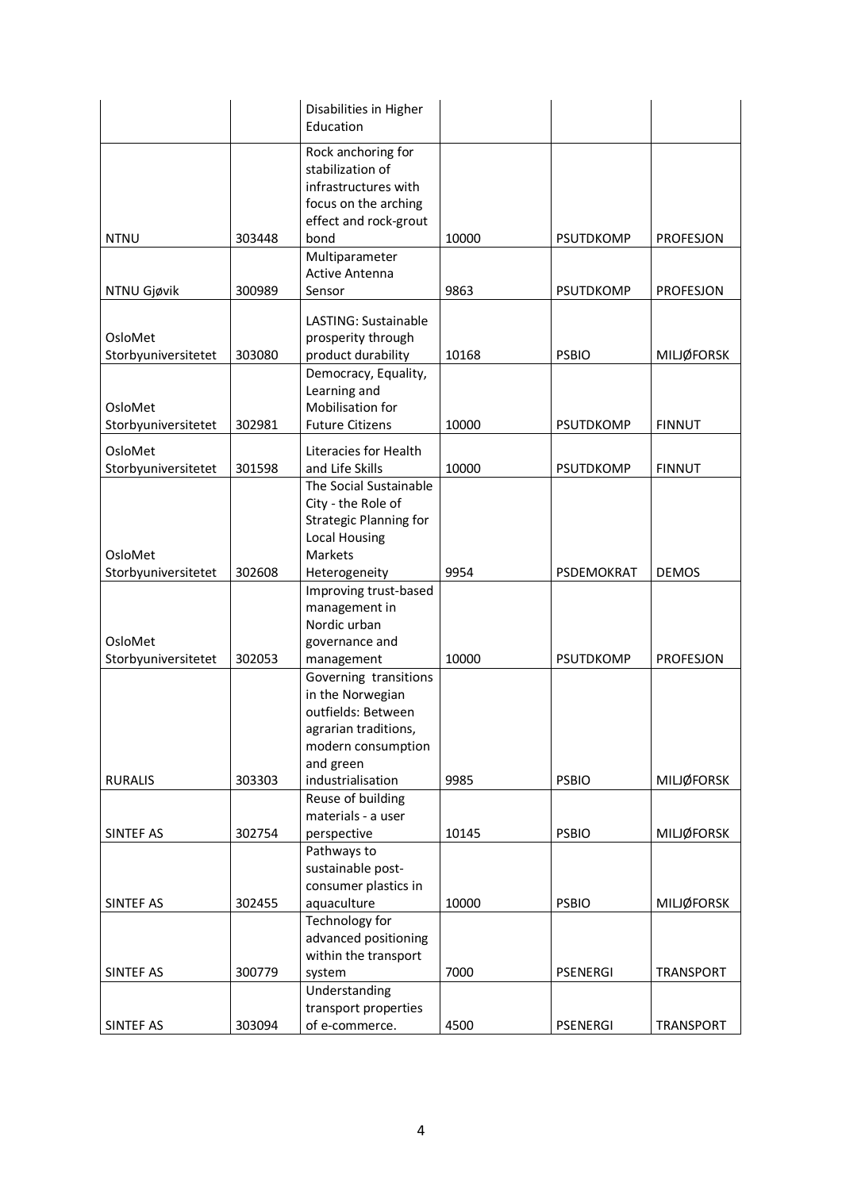| | | | | | |
|---|---|---|---|---|---|
| | | Disabilities in Higher Education | | | |
| NTNU | 303448 | Rock anchoring for stabilization of infrastructures with focus on the arching effect and rock-grout bond | 10000 | PSUTDKOMP | PROFESJON |
| NTNU Gjøvik | 300989 | Multiparameter Active Antenna Sensor | 9863 | PSUTDKOMP | PROFESJON |
| OsloMet Storbyuniversitetet | 303080 | LASTING: Sustainable prosperity through product durability | 10168 | PSBIO | MILJØFORSK |
| OsloMet Storbyuniversitetet | 302981 | Democracy, Equality, Learning and Mobilisation for Future Citizens | 10000 | PSUTDKOMP | FINNUT |
| OsloMet Storbyuniversitetet | 301598 | Literacies for Health and Life Skills | 10000 | PSUTDKOMP | FINNUT |
| OsloMet Storbyuniversitetet | 302608 | The Social Sustainable City - the Role of Strategic Planning for Local Housing Markets Heterogeneity | 9954 | PSDEMOKRAT | DEMOS |
| OsloMet Storbyuniversitetet | 302053 | Improving trust-based management in Nordic urban governance and management | 10000 | PSUTDKOMP | PROFESJON |
| RURALIS | 303303 | Governing transitions in the Norwegian outfields: Between agrarian traditions, modern consumption and green industrialisation | 9985 | PSBIO | MILJØFORSK |
| SINTEF AS | 302754 | Reuse of building materials - a user perspective | 10145 | PSBIO | MILJØFORSK |
| SINTEF AS | 302455 | Pathways to sustainable post-consumer plastics in aquaculture | 10000 | PSBIO | MILJØFORSK |
| SINTEF AS | 300779 | Technology for advanced positioning within the transport system | 7000 | PSENERGI | TRANSPORT |
| SINTEF AS | 303094 | Understanding transport properties of e-commerce. | 4500 | PSENERGI | TRANSPORT |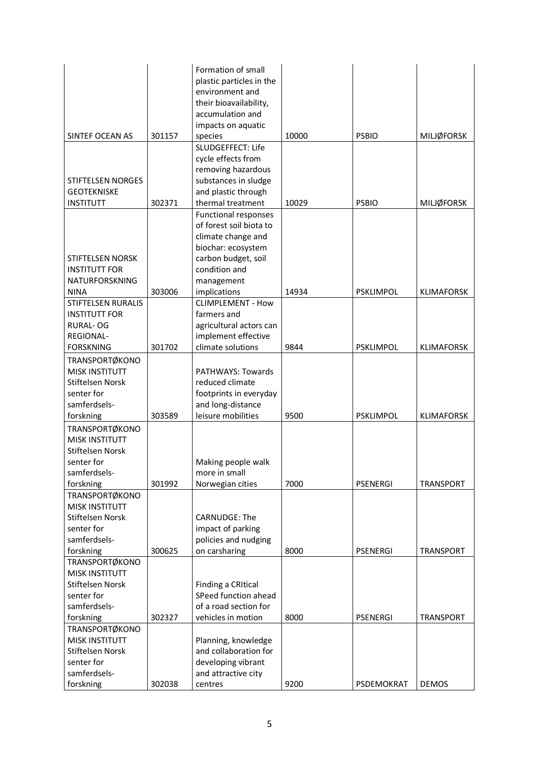| | | | | | |
|---|---|---|---|---|---|
| SINTEF OCEAN AS | 301157 | Formation of small plastic particles in the environment and their bioavailability, accumulation and impacts on aquatic species | 10000 | PSBIO | MILJØFORSK |
| STIFTELSEN NORGES GEOTEKNISKE INSTITUTT | 302371 | SLUDGEFFECT: Life cycle effects from removing hazardous substances in sludge and plastic through thermal treatment | 10029 | PSBIO | MILJØFORSK |
| STIFTELSEN NORSK INSTITUTT FOR NATURFORSKNING NINA | 303006 | Functional responses of forest soil biota to climate change and biochar: ecosystem carbon budget, soil condition and management implications | 14934 | PSKLIMPOL | KLIMAFORSK |
| STIFTELSEN RURALIS INSTITUTT FOR RURAL- OG REGIONAL-FORSKNING | 301702 | CLIMPLEMENT - How farmers and agricultural actors can implement effective climate solutions | 9844 | PSKLIMPOL | KLIMAFORSK |
| TRANSPORTØKONOMISK INSTITUTT Stiftelsen Norsk senter for samferdsels-forskning | 303589 | PATHWAYS: Towards reduced climate footprints in everyday and long-distance leisure mobilities | 9500 | PSKLIMPOL | KLIMAFORSK |
| TRANSPORTØKONOMISK INSTITUTT Stiftelsen Norsk senter for samferdsels-forskning | 301992 | Making people walk more in small Norwegian cities | 7000 | PSENERGI | TRANSPORT |
| TRANSPORTØKONOMISK INSTITUTT Stiftelsen Norsk senter for samferdsels-forskning | 300625 | CARNUDGE: The impact of parking policies and nudging on carsharing | 8000 | PSENERGI | TRANSPORT |
| TRANSPORTØKONOMISK INSTITUTT Stiftelsen Norsk senter for samferdsels-forskning | 302327 | Finding a CRItical SPeed function ahead of a road section for vehicles in motion | 8000 | PSENERGI | TRANSPORT |
| TRANSPORTØKONOMISK INSTITUTT Stiftelsen Norsk senter for samferdsels-forskning | 302038 | Planning, knowledge and collaboration for developing vibrant and attractive city centres | 9200 | PSDEMOKRAT | DEMOS |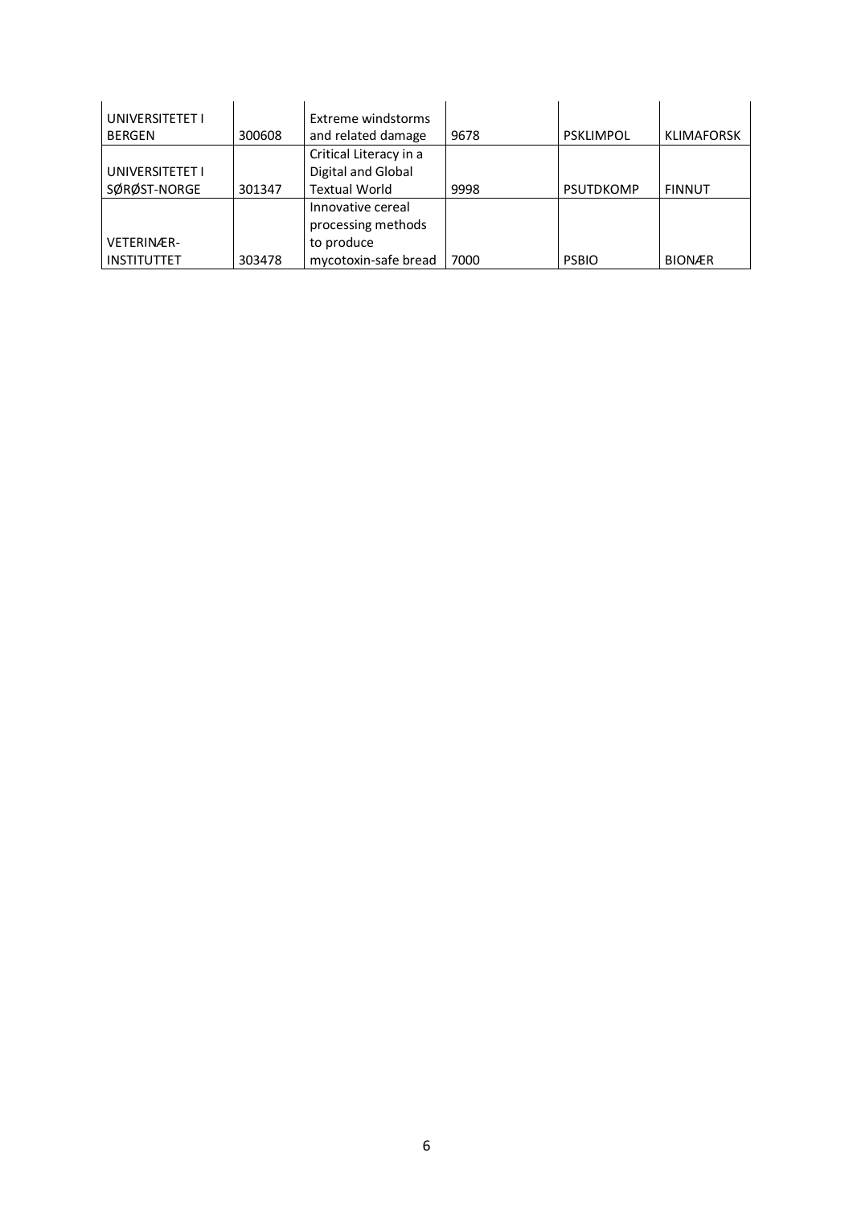| | | | | | |
|---|---|---|---|---|---|
| UNIVERSITETET I BERGEN | 300608 | Extreme windstorms and related damage | 9678 | PSKLIMPOL | KLIMAFORSK |
| UNIVERSITETET I SØRØST-NORGE | 301347 | Critical Literacy in a Digital and Global Textual World | 9998 | PSUTDKOMP | FINNUT |
| VETERINÆR-INSTITUTTET | 303478 | Innovative cereal processing methods to produce mycotoxin-safe bread | 7000 | PSBIO | BIONÆR |